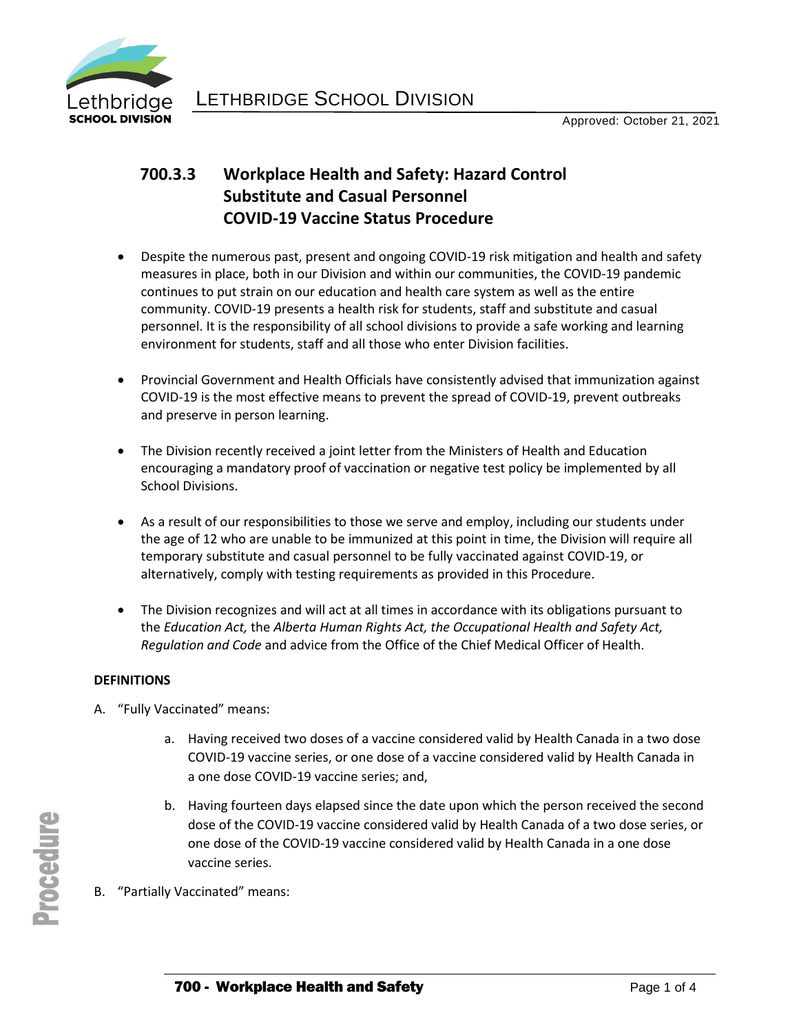LETHBRIDGE SCHOOL DIVISION

Approved: October 21, 2021

# 700.3.3 Workplace Health and Safety: Hazard Control Substitute and Casual Personnel COVID-19 Vaccine Status Procedure

- Despite the numerous past, present and ongoing COVID-19 risk mitigation and health and safety measures in place, both in our Division and within our communities, the COVID-19 pandemic continues to put strain on our education and health care system as well as the entire community. COVID-19 presents a health risk for students, staff and substitute and casual personnel. It is the responsibility of all school divisions to provide a safe working and learning environment for students, staff and all those who enter Division facilities.

- Provincial Government and Health Officials have consistently advised that immunization against COVID-19 is the most effective means to prevent the spread of COVID-19, prevent outbreaks and preserve in person learning.

- The Division recently received a joint letter from the Ministers of Health and Education encouraging a mandatory proof of vaccination or negative test policy be implemented by all School Divisions.

- As a result of our responsibilities to those we serve and employ, including our students under the age of 12 who are unable to be immunized at this point in time, the Division will require all temporary substitute and casual personnel to be fully vaccinated against COVID-19, or alternatively, comply with testing requirements as provided in this Procedure.

- The Division recognizes and will act at all times in accordance with its obligations pursuant to the *Education Act,* the *Alberta Human Rights Act, the Occupational Health and Safety Act, Regulation and Code* and advice from the Office of the Chief Medical Officer of Health.

**DEFINITIONS**

A. "Fully Vaccinated" means:

   a. Having received two doses of a vaccine considered valid by Health Canada in a two dose COVID-19 vaccine series, or one dose of a vaccine considered valid by Health Canada in a one dose COVID-19 vaccine series; and,

   b. Having fourteen days elapsed since the date upon which the person received the second dose of the COVID-19 vaccine considered valid by Health Canada of a two dose series, or one dose of the COVID-19 vaccine considered valid by Health Canada in a one dose vaccine series.

B. "Partially Vaccinated" means: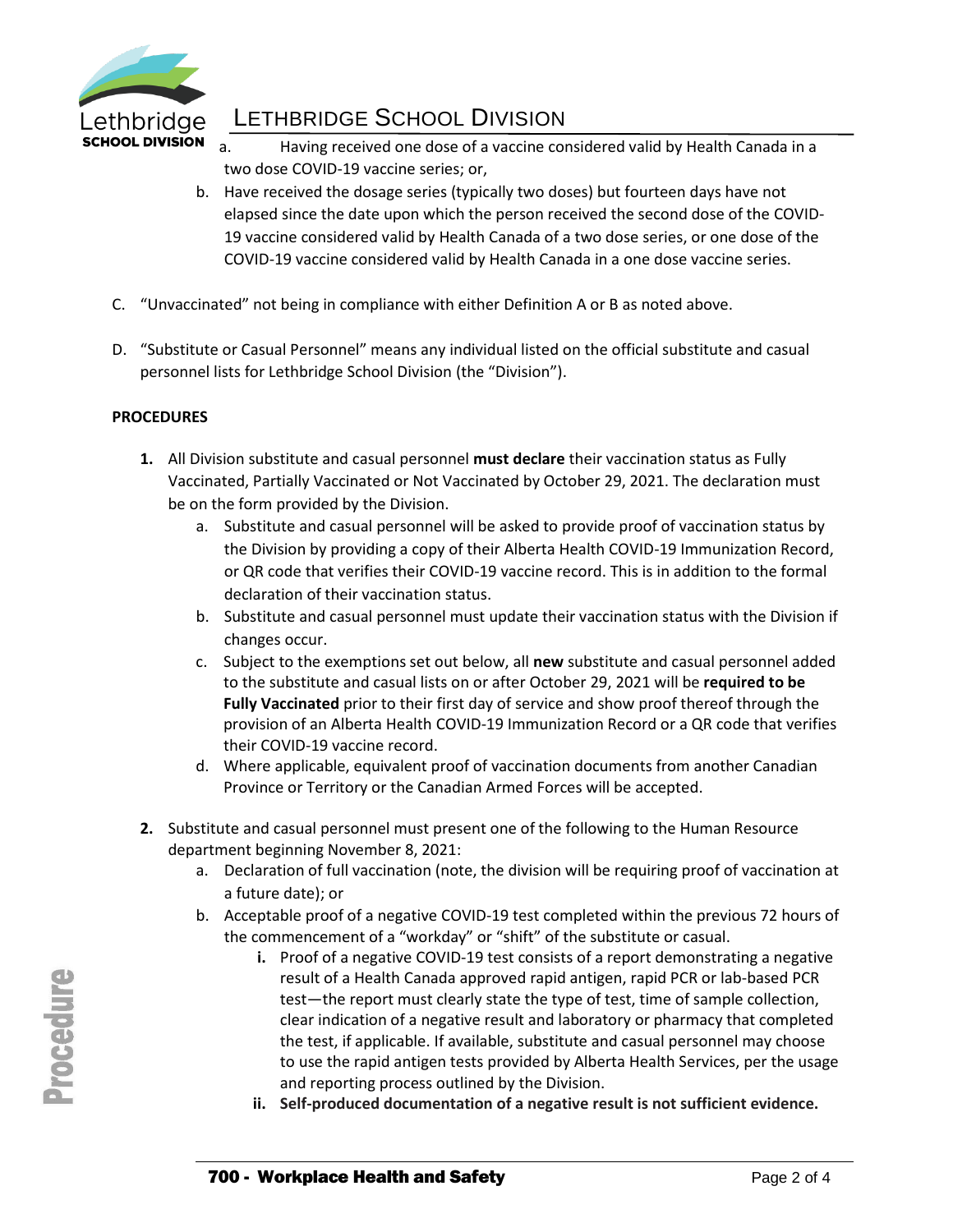a. Having received one dose of a vaccine considered valid by Health Canada in a two dose COVID-19 vaccine series; or,
b. Have received the dosage series (typically two doses) but fourteen days have not elapsed since the date upon which the person received the second dose of the COVID-19 vaccine considered valid by Health Canada of a two dose series, or one dose of the COVID-19 vaccine considered valid by Health Canada in a one dose vaccine series.

C. "Unvaccinated" not being in compliance with either Definition A or B as noted above.

D. "Substitute or Casual Personnel" means any individual listed on the official substitute and casual personnel lists for Lethbridge School Division (the "Division").

**PROCEDURES**

1. All Division substitute and casual personnel **must declare** their vaccination status as Fully Vaccinated, Partially Vaccinated or Not Vaccinated by October 29, 2021. The declaration must be on the form provided by the Division.
   a. Substitute and casual personnel will be asked to provide proof of vaccination status by the Division by providing a copy of their Alberta Health COVID-19 Immunization Record, or QR code that verifies their COVID-19 vaccine record. This is in addition to the formal declaration of their vaccination status.
   b. Substitute and casual personnel must update their vaccination status with the Division if changes occur.
   c. Subject to the exemptions set out below, all **new** substitute and casual personnel added to the substitute and casual lists on or after October 29, 2021 will be **required to be Fully Vaccinated** prior to their first day of service and show proof thereof through the provision of an Alberta Health COVID-19 Immunization Record or a QR code that verifies their COVID-19 vaccine record.
   d. Where applicable, equivalent proof of vaccination documents from another Canadian Province or Territory or the Canadian Armed Forces will be accepted.

2. Substitute and casual personnel must present one of the following to the Human Resource department beginning November 8, 2021:
   a. Declaration of full vaccination (note, the division will be requiring proof of vaccination at a future date); or
   b. Acceptable proof of a negative COVID-19 test completed within the previous 72 hours of the commencement of a "workday" or "shift" of the substitute or casual.
      **i.** Proof of a negative COVID-19 test consists of a report demonstrating a negative result of a Health Canada approved rapid antigen, rapid PCR or lab-based PCR test—the report must clearly state the type of test, time of sample collection, clear indication of a negative result and laboratory or pharmacy that completed the test, if applicable. If available, substitute and casual personnel may choose to use the rapid antigen tests provided by Alberta Health Services, per the usage and reporting process outlined by the Division.
      **ii. Self-produced documentation of a negative result is not sufficient evidence.**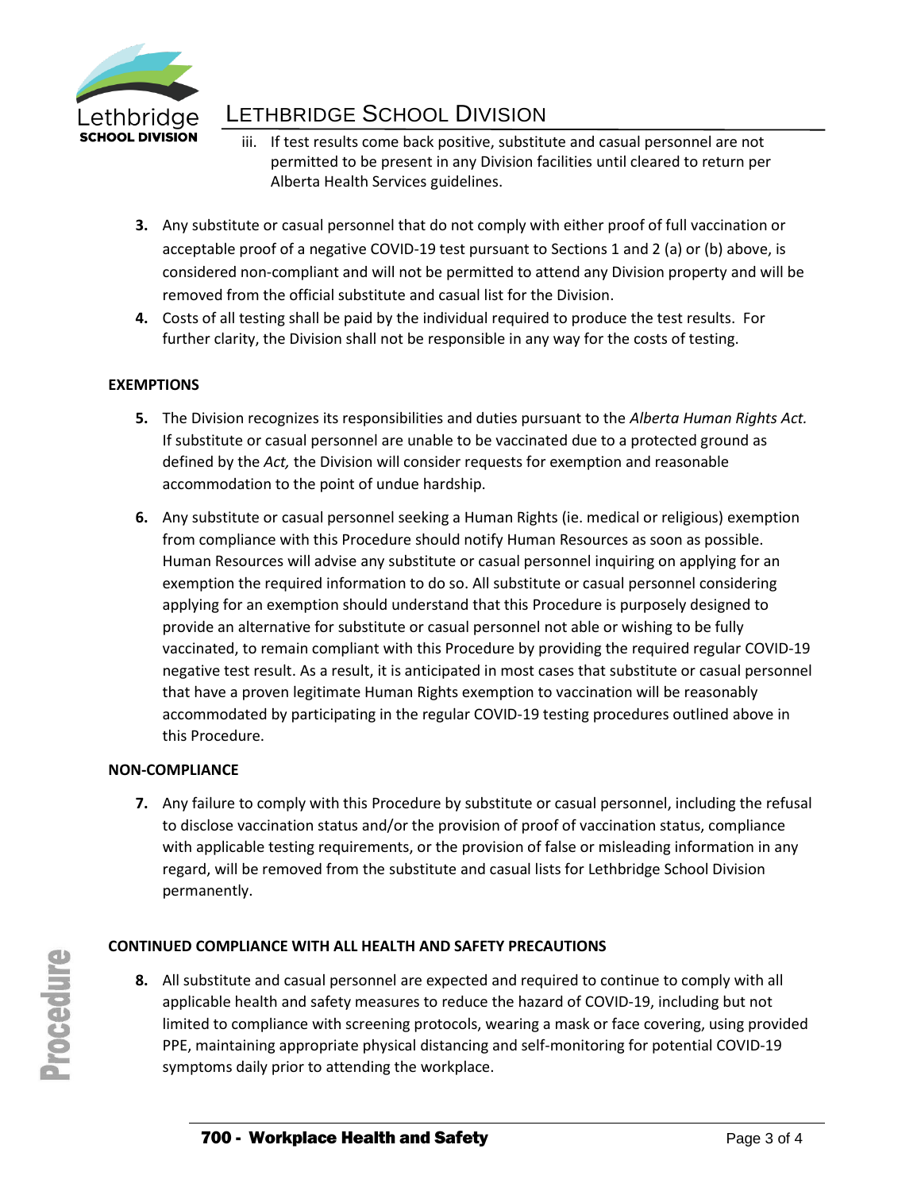iii. If test results come back positive, substitute and casual personnel are not permitted to be present in any Division facilities until cleared to return per Alberta Health Services guidelines.

3. Any substitute or casual personnel that do not comply with either proof of full vaccination or acceptable proof of a negative COVID-19 test pursuant to Sections 1 and 2 (a) or (b) above, is considered non-compliant and will not be permitted to attend any Division property and will be removed from the official substitute and casual list for the Division.
4. Costs of all testing shall be paid by the individual required to produce the test results. For further clarity, the Division shall not be responsible in any way for the costs of testing.

**EXEMPTIONS**

5. The Division recognizes its responsibilities and duties pursuant to the *Alberta Human Rights Act.* If substitute or casual personnel are unable to be vaccinated due to a protected ground as defined by the *Act,* the Division will consider requests for exemption and reasonable accommodation to the point of undue hardship.
6. Any substitute or casual personnel seeking a Human Rights (ie. medical or religious) exemption from compliance with this Procedure should notify Human Resources as soon as possible. Human Resources will advise any substitute or casual personnel inquiring on applying for an exemption the required information to do so. All substitute or casual personnel considering applying for an exemption should understand that this Procedure is purposely designed to provide an alternative for substitute or casual personnel not able or wishing to be fully vaccinated, to remain compliant with this Procedure by providing the required regular COVID-19 negative test result. As a result, it is anticipated in most cases that substitute or casual personnel that have a proven legitimate Human Rights exemption to vaccination will be reasonably accommodated by participating in the regular COVID-19 testing procedures outlined above in this Procedure.

**NON-COMPLIANCE**

7. Any failure to comply with this Procedure by substitute or casual personnel, including the refusal to disclose vaccination status and/or the provision of proof of vaccination status, compliance with applicable testing requirements, or the provision of false or misleading information in any regard, will be removed from the substitute and casual lists for Lethbridge School Division permanently.

**CONTINUED COMPLIANCE WITH ALL HEALTH AND SAFETY PRECAUTIONS**

8. All substitute and casual personnel are expected and required to continue to comply with all applicable health and safety measures to reduce the hazard of COVID-19, including but not limited to compliance with screening protocols, wearing a mask or face covering, using provided PPE, maintaining appropriate physical distancing and self-monitoring for potential COVID-19 symptoms daily prior to attending the workplace.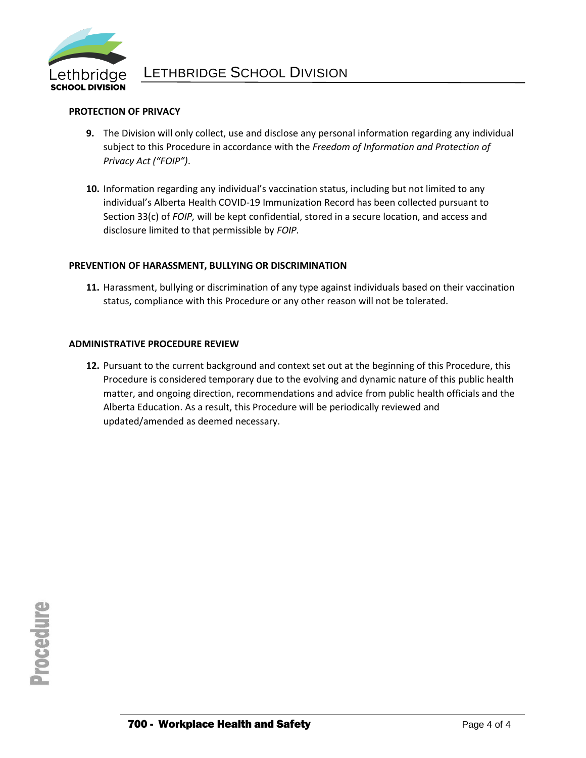## PROTECTION OF PRIVACY

9. The Division will only collect, use and disclose any personal information regarding any individual subject to this Procedure in accordance with the *Freedom of Information and Protection of Privacy Act ("FOIP")*.

10. Information regarding any individual's vaccination status, including but not limited to any individual's Alberta Health COVID-19 Immunization Record has been collected pursuant to Section 33(c) of *FOIP,* will be kept confidential, stored in a secure location, and access and disclosure limited to that permissible by *FOIP.*

## PREVENTION OF HARASSMENT, BULLYING OR DISCRIMINATION

11. Harassment, bullying or discrimination of any type against individuals based on their vaccination status, compliance with this Procedure or any other reason will not be tolerated.

## ADMINISTRATIVE PROCEDURE REVIEW

12. Pursuant to the current background and context set out at the beginning of this Procedure, this Procedure is considered temporary due to the evolving and dynamic nature of this public health matter, and ongoing direction, recommendations and advice from public health officials and the Alberta Education. As a result, this Procedure will be periodically reviewed and updated/amended as deemed necessary.